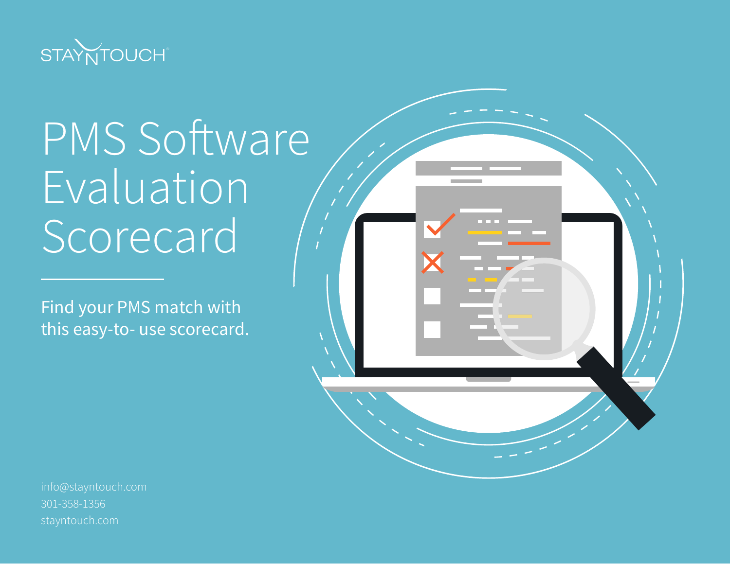STAYNTOUCH

# PMS Software Evaluation Scorecard

Find your PMS match with this easy-to- use scorecard.

info@stayntouch.com
301-358-1356
stayntouch.com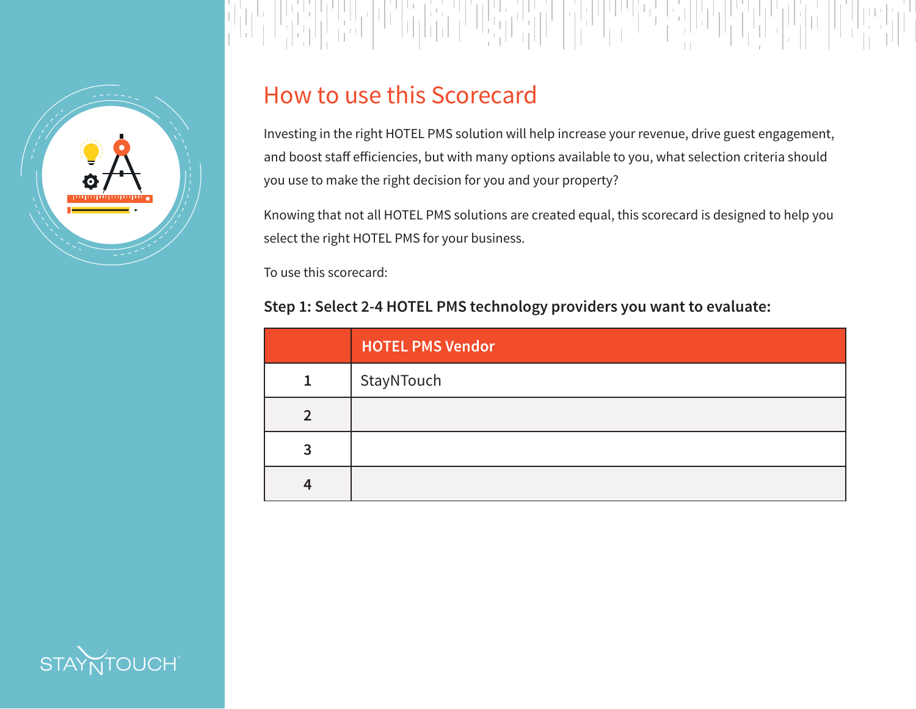# How to use this Scorecard

Investing in the right HOTEL PMS solution will help increase your revenue, drive guest engagement, and boost staff efficiencies, but with many options available to you, what selection criteria should you use to make the right decision for you and your property?

Knowing that not all HOTEL PMS solutions are created equal, this scorecard is designed to help you select the right HOTEL PMS for your business.

To use this scorecard:

**Step 1: Select 2-4 HOTEL PMS technology providers you want to evaluate:**

| | HOTEL PMS Vendor |
|---|---|
| 1 | StayNTouch |
| 2 | |
| 3 | |
| 4 | |

STAYNTOUCH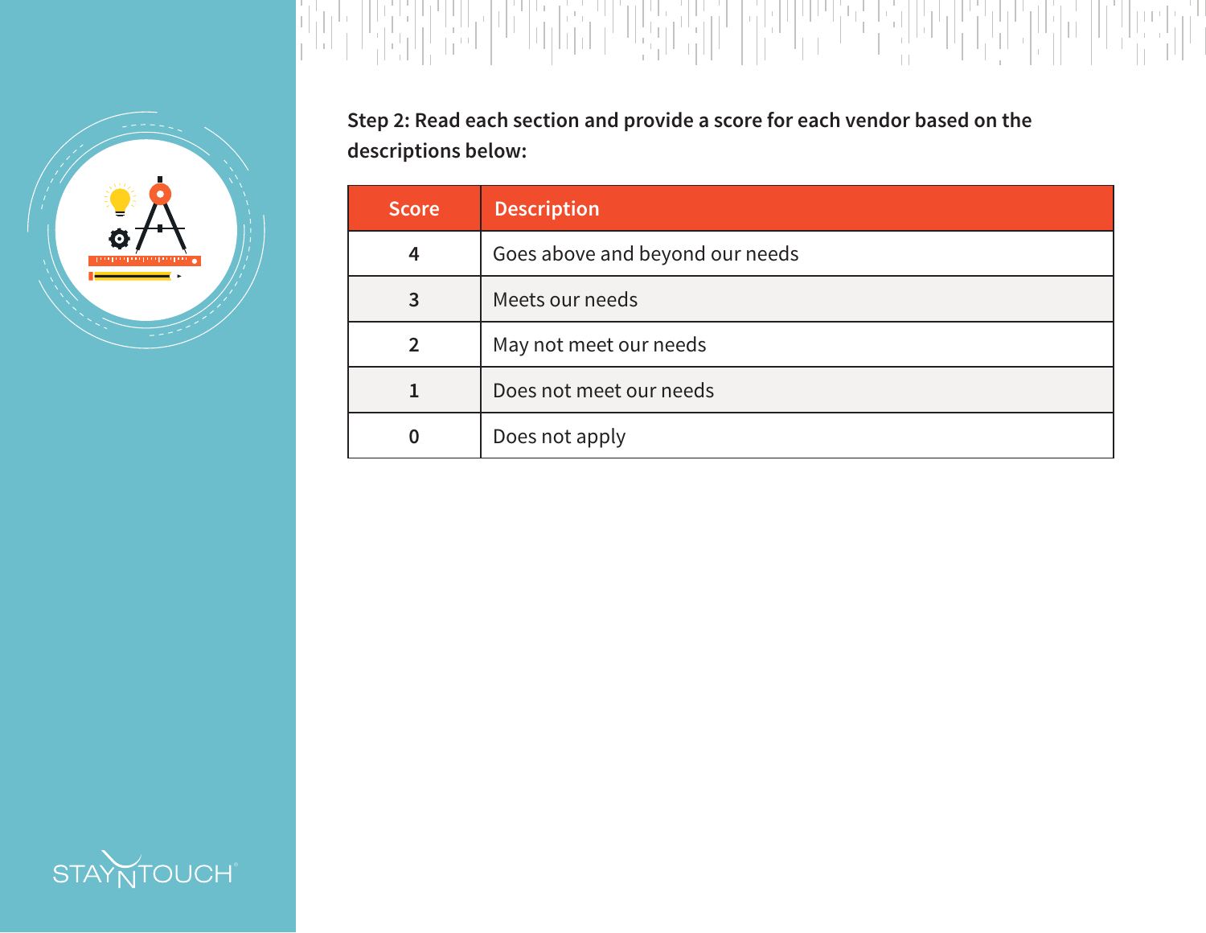**Step 2: Read each section and provide a score for each vendor based on the descriptions below:**

| Score | Description |
|---|---|
| 4 | Goes above and beyond our needs |
| 3 | Meets our needs |
| 2 | May not meet our needs |
| 1 | Does not meet our needs |
| 0 | Does not apply |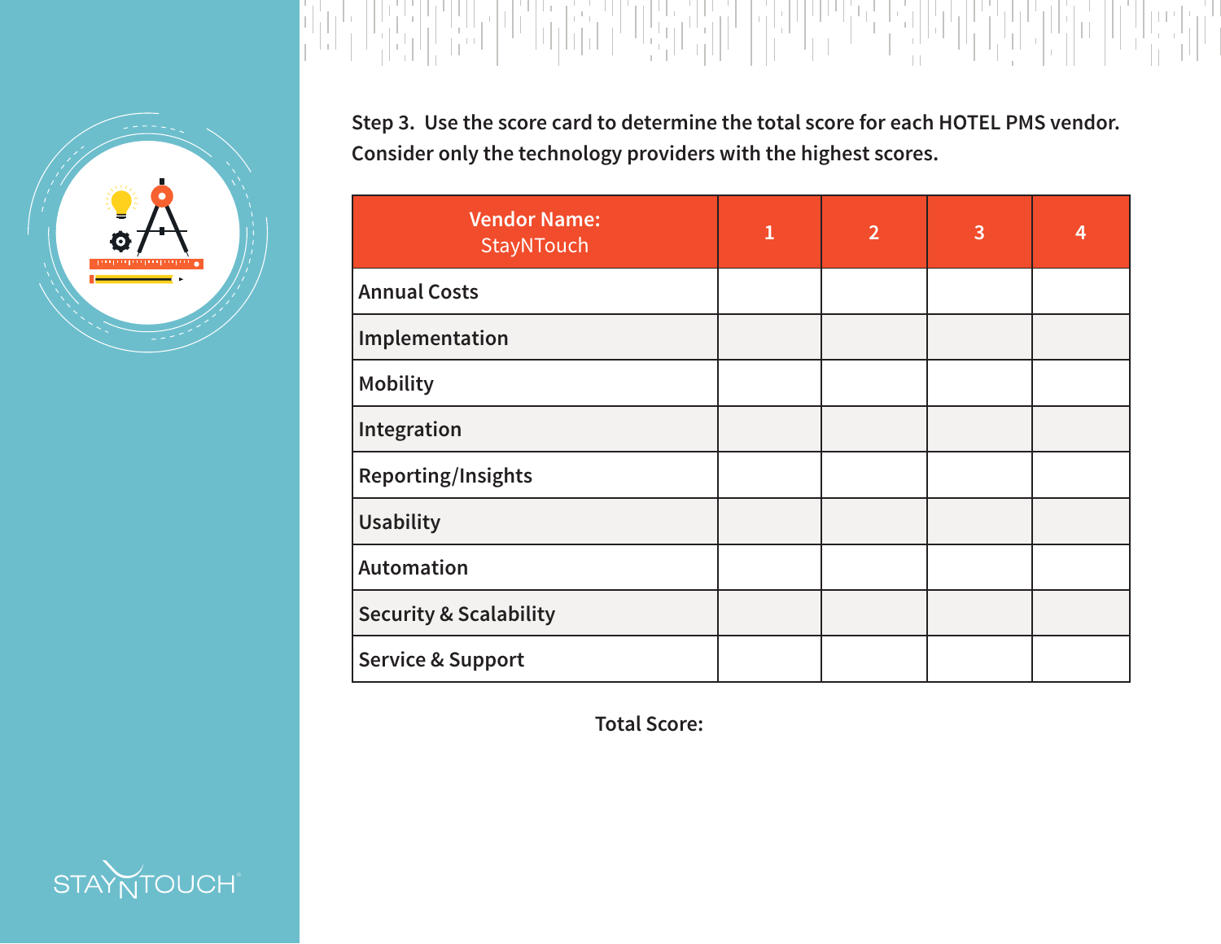**Step 3. Use the score card to determine the total score for each HOTEL PMS vendor. Consider only the technology providers with the highest scores.**

| Vendor Name: StayNTouch | 1 | 2 | 3 | 4 |
|---|---|---|---|---|
| Annual Costs | | | | |
| Implementation | | | | |
| Mobility | | | | |
| Integration | | | | |
| Reporting/Insights | | | | |
| Usability | | | | |
| Automation | | | | |
| Security & Scalability | | | | |
| Service & Support | | | | |

**Total Score:**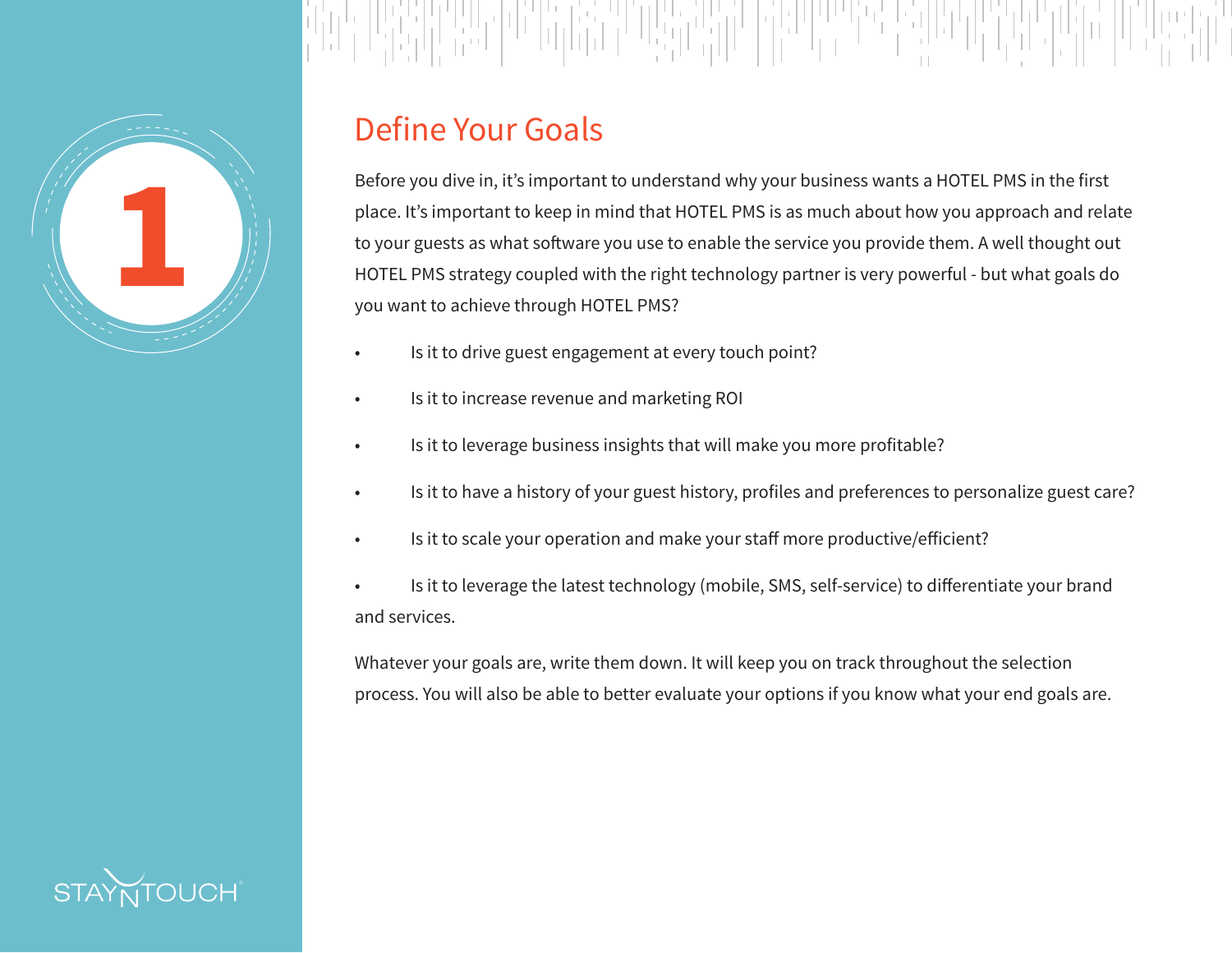# 1

## Define Your Goals

Before you dive in, it's important to understand why your business wants a HOTEL PMS in the first place. It's important to keep in mind that HOTEL PMS is as much about how you approach and relate to your guests as what software you use to enable the service you provide them. A well thought out HOTEL PMS strategy coupled with the right technology partner is very powerful - but what goals do you want to achieve through HOTEL PMS?

- Is it to drive guest engagement at every touch point?
- Is it to increase revenue and marketing ROI
- Is it to leverage business insights that will make you more profitable?
- Is it to have a history of your guest history, profiles and preferences to personalize guest care?
- Is it to scale your operation and make your staff more productive/efficient?
- Is it to leverage the latest technology (mobile, SMS, self-service) to differentiate your brand and services.

Whatever your goals are, write them down. It will keep you on track throughout the selection process. You will also be able to better evaluate your options if you know what your end goals are.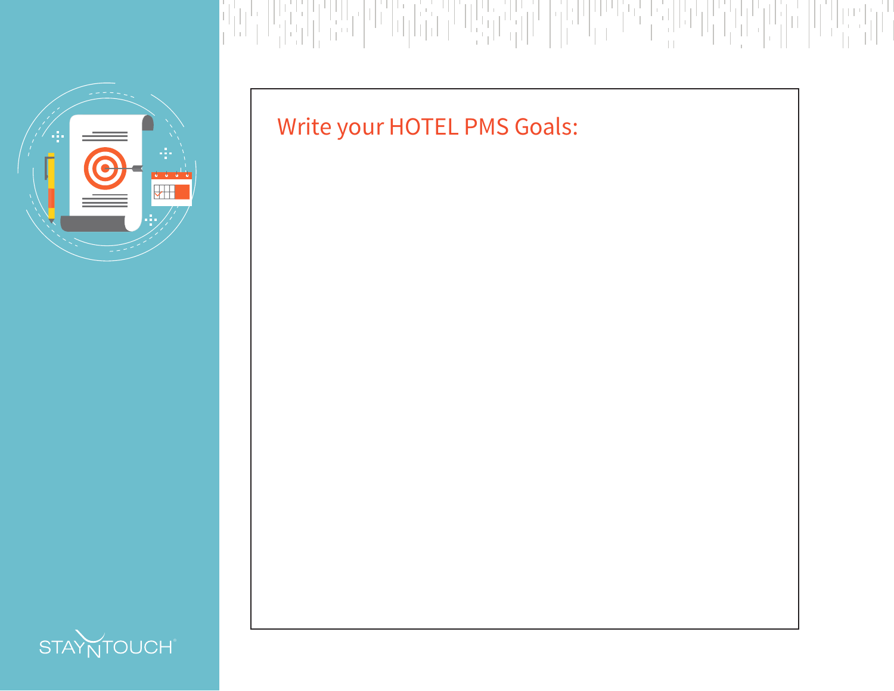Write your HOTEL PMS Goals:

STAYNTOUCH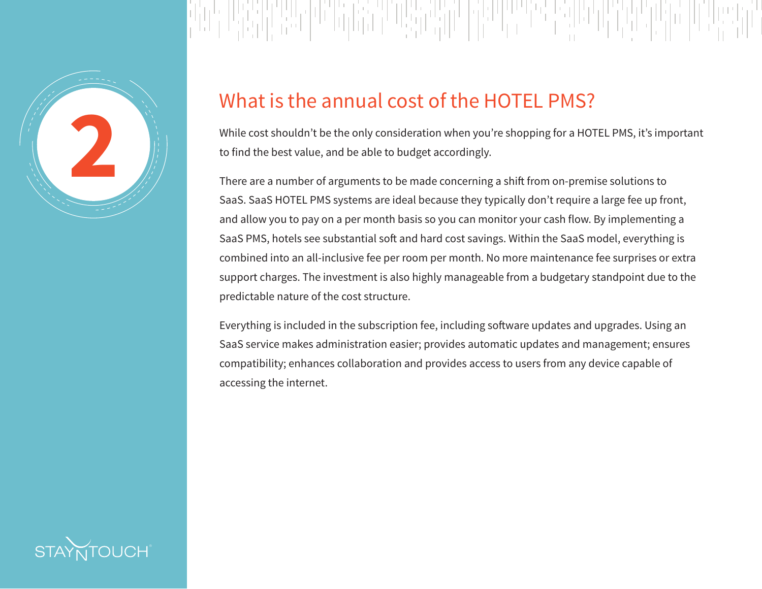# 2

## What is the annual cost of the HOTEL PMS?

While cost shouldn't be the only consideration when you're shopping for a HOTEL PMS, it's important to find the best value, and be able to budget accordingly.

There are a number of arguments to be made concerning a shift from on-premise solutions to SaaS. SaaS HOTEL PMS systems are ideal because they typically don't require a large fee up front, and allow you to pay on a per month basis so you can monitor your cash flow. By implementing a SaaS PMS, hotels see substantial soft and hard cost savings. Within the SaaS model, everything is combined into an all-inclusive fee per room per month. No more maintenance fee surprises or extra support charges. The investment is also highly manageable from a budgetary standpoint due to the predictable nature of the cost structure.

Everything is included in the subscription fee, including software updates and upgrades. Using an SaaS service makes administration easier; provides automatic updates and management; ensures compatibility; enhances collaboration and provides access to users from any device capable of accessing the internet.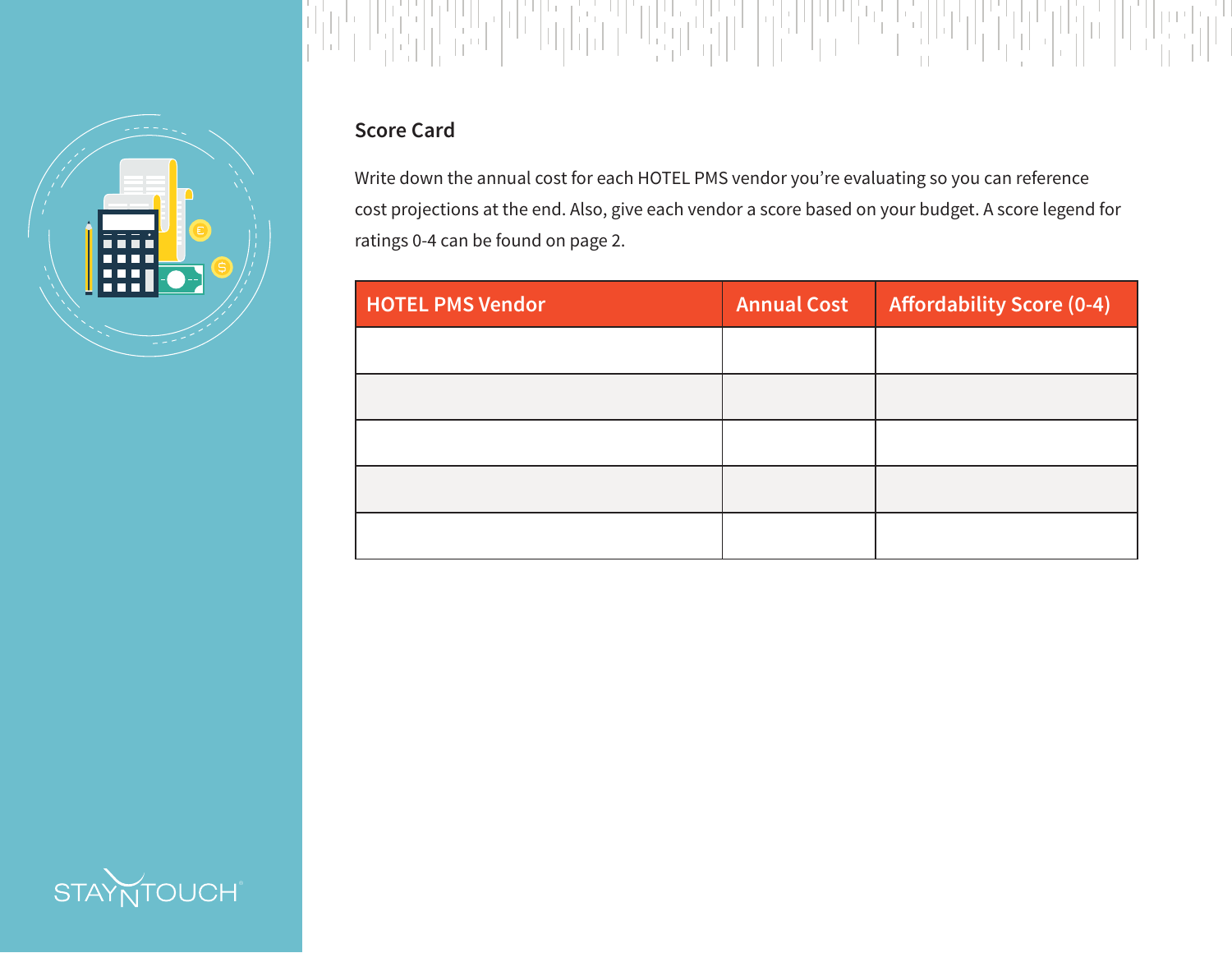## Score Card

Write down the annual cost for each HOTEL PMS vendor you're evaluating so you can reference cost projections at the end. Also, give each vendor a score based on your budget. A score legend for ratings 0-4 can be found on page 2.

| HOTEL PMS Vendor | Annual Cost | Affordability Score (0-4) |
|---|---|---|
| | | |
| | | |
| | | |
| | | |
| | | |

STAYNTOUCH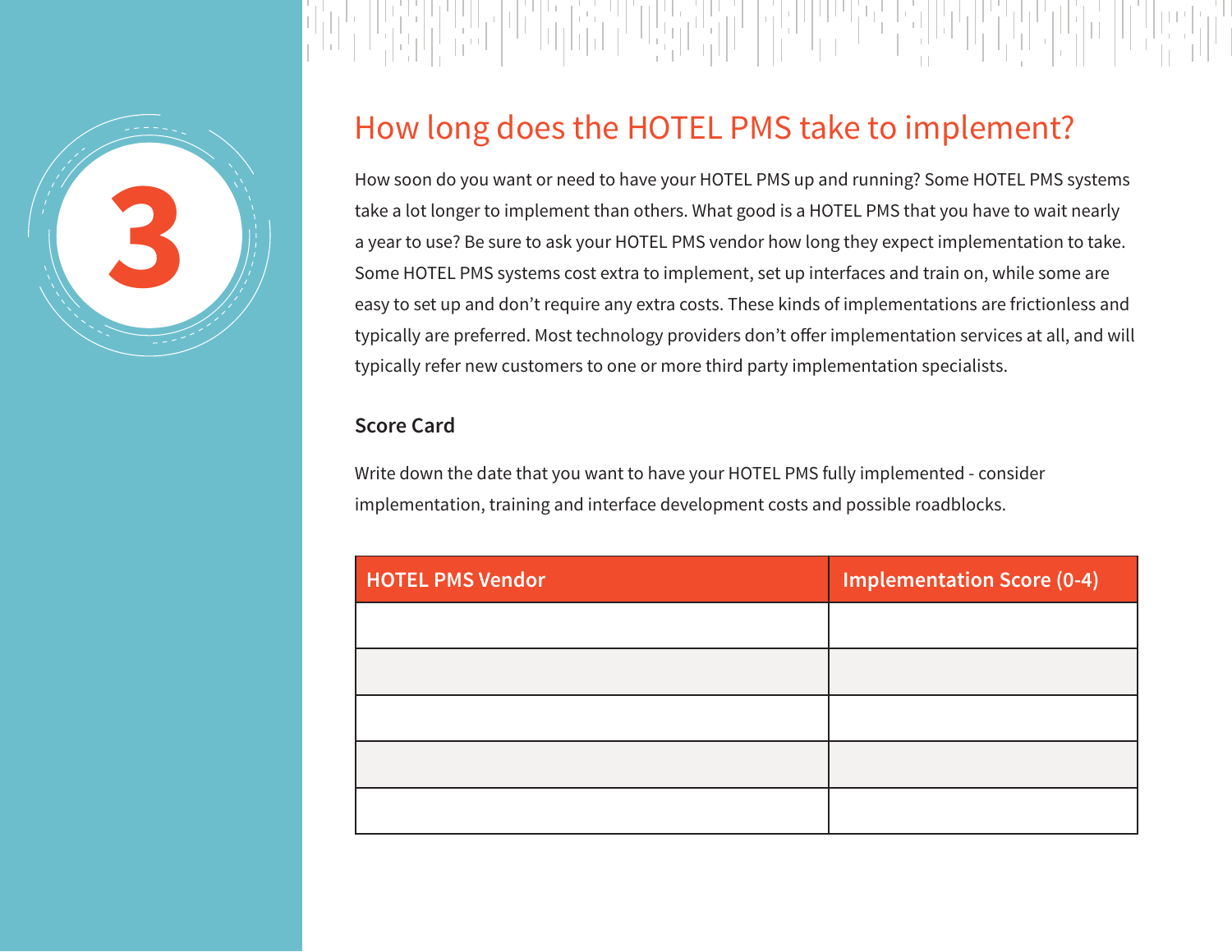3

## How long does the HOTEL PMS take to implement?

How soon do you want or need to have your HOTEL PMS up and running? Some HOTEL PMS systems take a lot longer to implement than others. What good is a HOTEL PMS that you have to wait nearly a year to use? Be sure to ask your HOTEL PMS vendor how long they expect implementation to take. Some HOTEL PMS systems cost extra to implement, set up interfaces and train on, while some are easy to set up and don't require any extra costs. These kinds of implementations are frictionless and typically are preferred. Most technology providers don't offer implementation services at all, and will typically refer new customers to one or more third party implementation specialists.

### Score Card

Write down the date that you want to have your HOTEL PMS fully implemented - consider implementation, training and interface development costs and possible roadblocks.

| HOTEL PMS Vendor | Implementation Score (0-4) |
|---|---|
| | |
| | |
| | |
| | |
| | |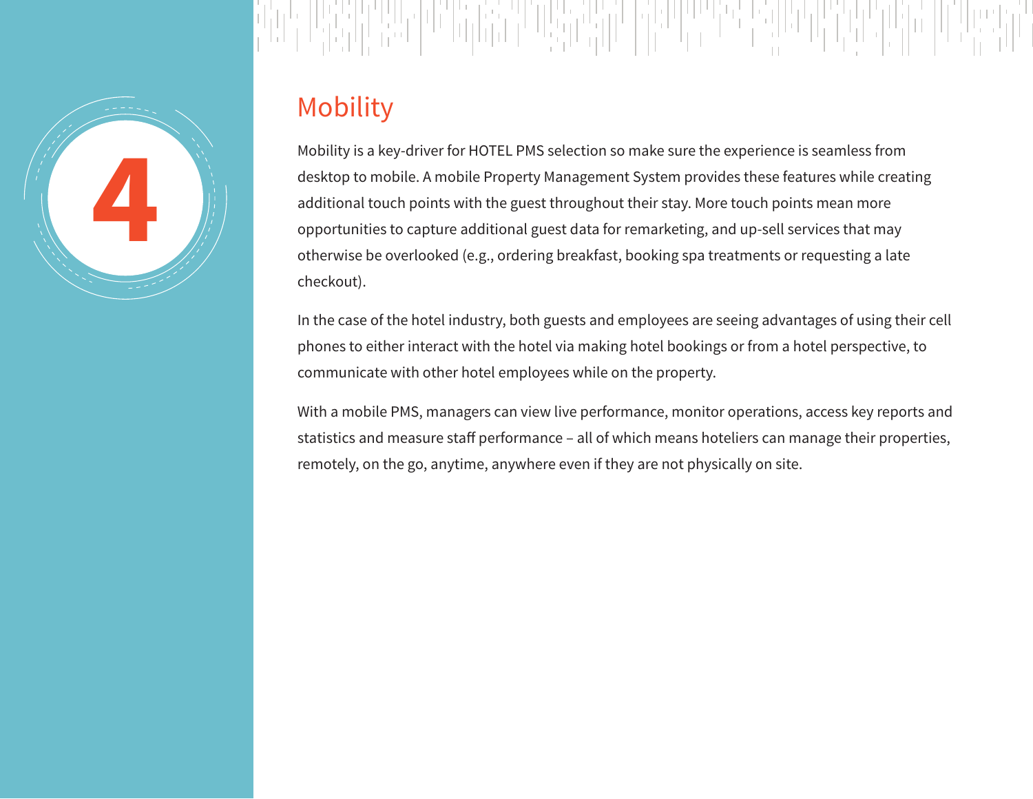4

## Mobility

Mobility is a key-driver for HOTEL PMS selection so make sure the experience is seamless from desktop to mobile. A mobile Property Management System provides these features while creating additional touch points with the guest throughout their stay. More touch points mean more opportunities to capture additional guest data for remarketing, and up-sell services that may otherwise be overlooked (e.g., ordering breakfast, booking spa treatments or requesting a late checkout).

In the case of the hotel industry, both guests and employees are seeing advantages of using their cell phones to either interact with the hotel via making hotel bookings or from a hotel perspective, to communicate with other hotel employees while on the property.

With a mobile PMS, managers can view live performance, monitor operations, access key reports and statistics and measure staff performance – all of which means hoteliers can manage their properties, remotely, on the go, anytime, anywhere even if they are not physically on site.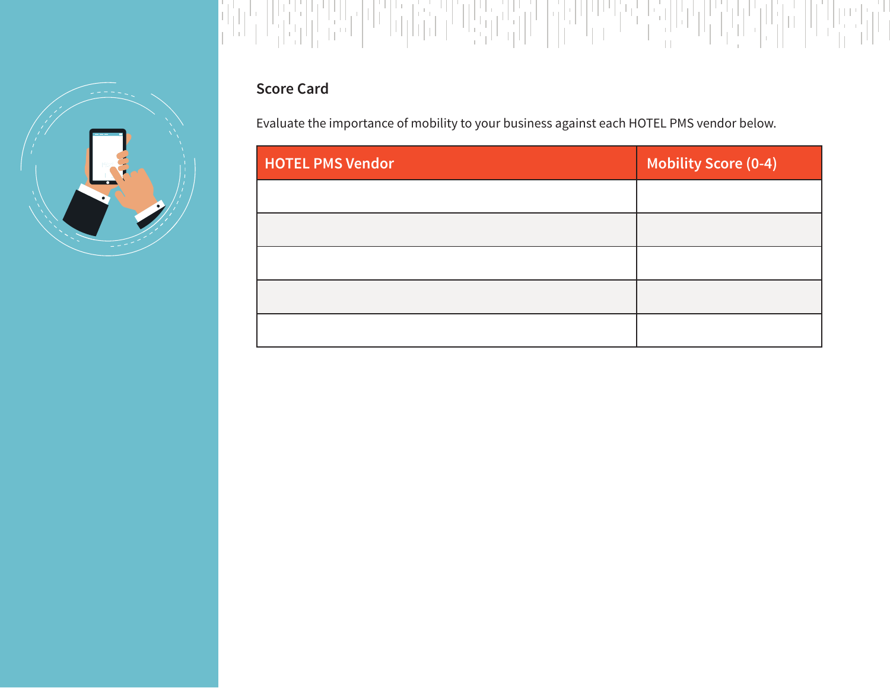**Score Card**

Evaluate the importance of mobility to your business against each HOTEL PMS vendor below.

| HOTEL PMS Vendor | Mobility Score (0-4) |
| --- | --- |
| | |
| | |
| | |
| | |
| | |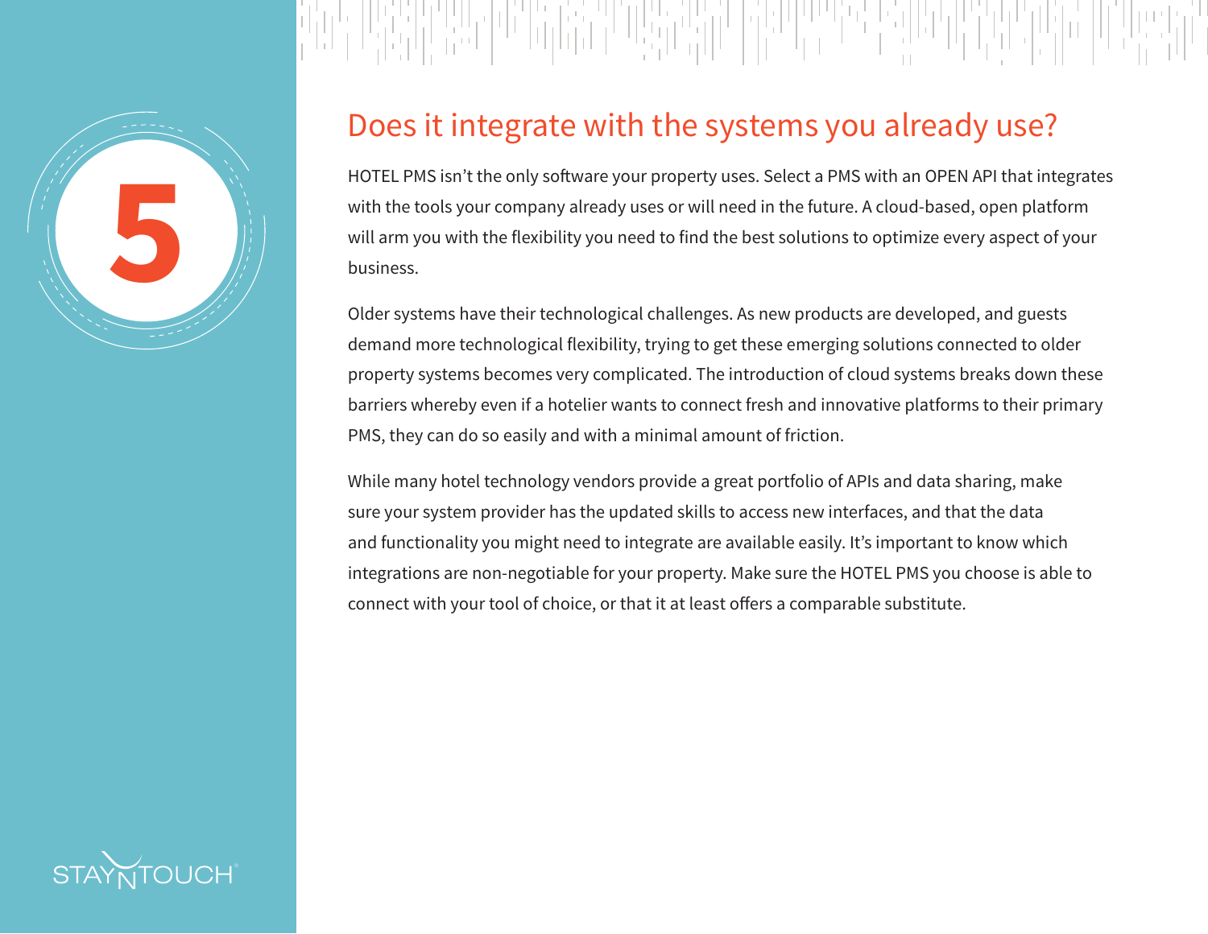5

## Does it integrate with the systems you already use?

HOTEL PMS isn't the only software your property uses. Select a PMS with an OPEN API that integrates with the tools your company already uses or will need in the future. A cloud-based, open platform will arm you with the flexibility you need to find the best solutions to optimize every aspect of your business.

Older systems have their technological challenges. As new products are developed, and guests demand more technological flexibility, trying to get these emerging solutions connected to older property systems becomes very complicated. The introduction of cloud systems breaks down these barriers whereby even if a hotelier wants to connect fresh and innovative platforms to their primary PMS, they can do so easily and with a minimal amount of friction.

While many hotel technology vendors provide a great portfolio of APIs and data sharing, make sure your system provider has the updated skills to access new interfaces, and that the data and functionality you might need to integrate are available easily. It's important to know which integrations are non-negotiable for your property. Make sure the HOTEL PMS you choose is able to connect with your tool of choice, or that it at least offers a comparable substitute.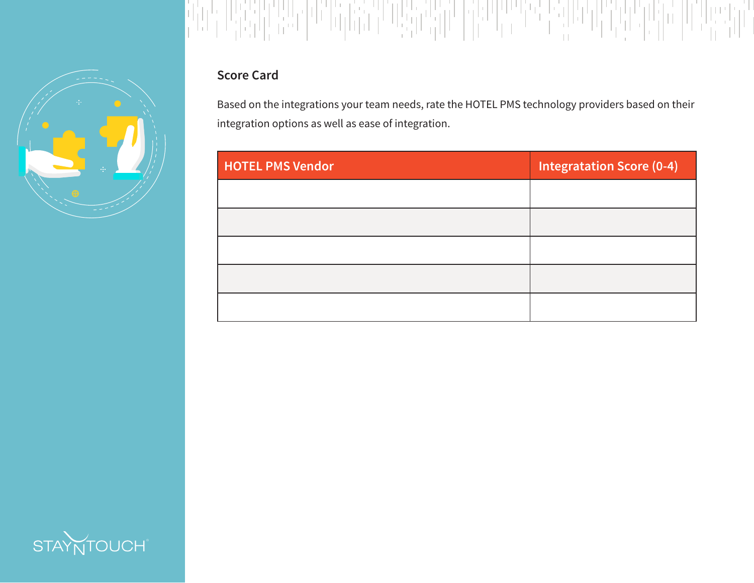## Score Card

Based on the integrations your team needs, rate the HOTEL PMS technology providers based on their integration options as well as ease of integration.

| HOTEL PMS Vendor | Integratation Score (0-4) |
|---|---|
| | |
| | |
| | |
| | |
| | |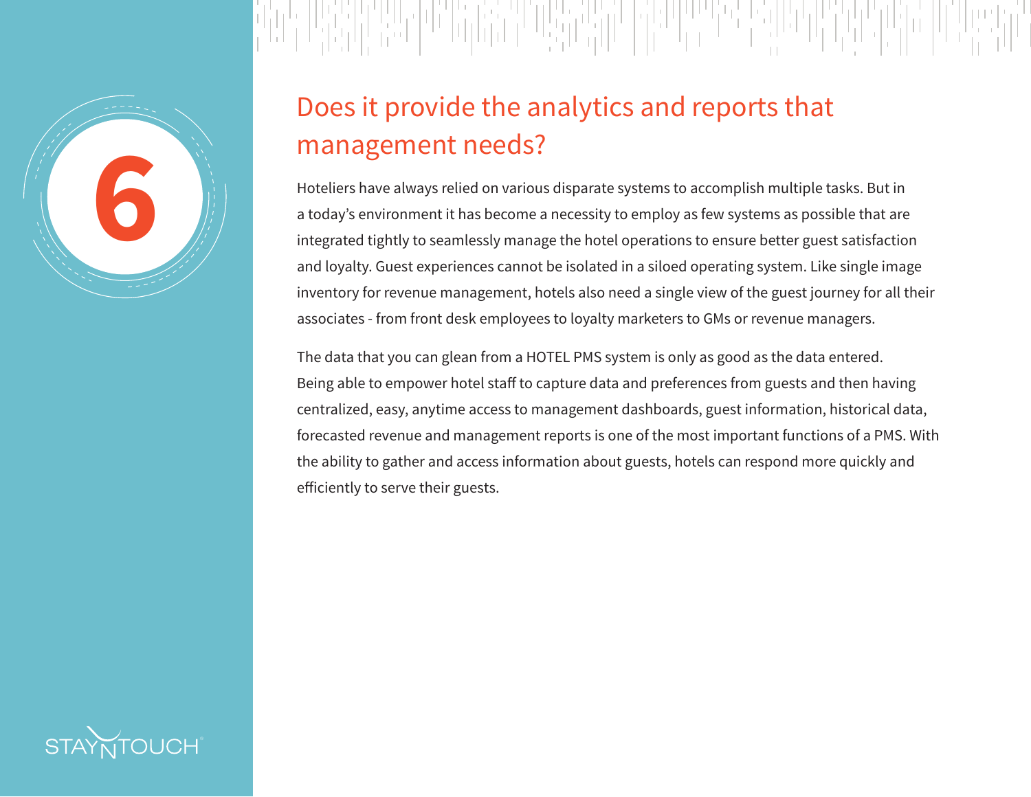# 6

## Does it provide the analytics and reports that management needs?

Hoteliers have always relied on various disparate systems to accomplish multiple tasks. But in a today's environment it has become a necessity to employ as few systems as possible that are integrated tightly to seamlessly manage the hotel operations to ensure better guest satisfaction and loyalty. Guest experiences cannot be isolated in a siloed operating system. Like single image inventory for revenue management, hotels also need a single view of the guest journey for all their associates - from front desk employees to loyalty marketers to GMs or revenue managers.

The data that you can glean from a HOTEL PMS system is only as good as the data entered. Being able to empower hotel staff to capture data and preferences from guests and then having centralized, easy, anytime access to management dashboards, guest information, historical data, forecasted revenue and management reports is one of the most important functions of a PMS. With the ability to gather and access information about guests, hotels can respond more quickly and efficiently to serve their guests.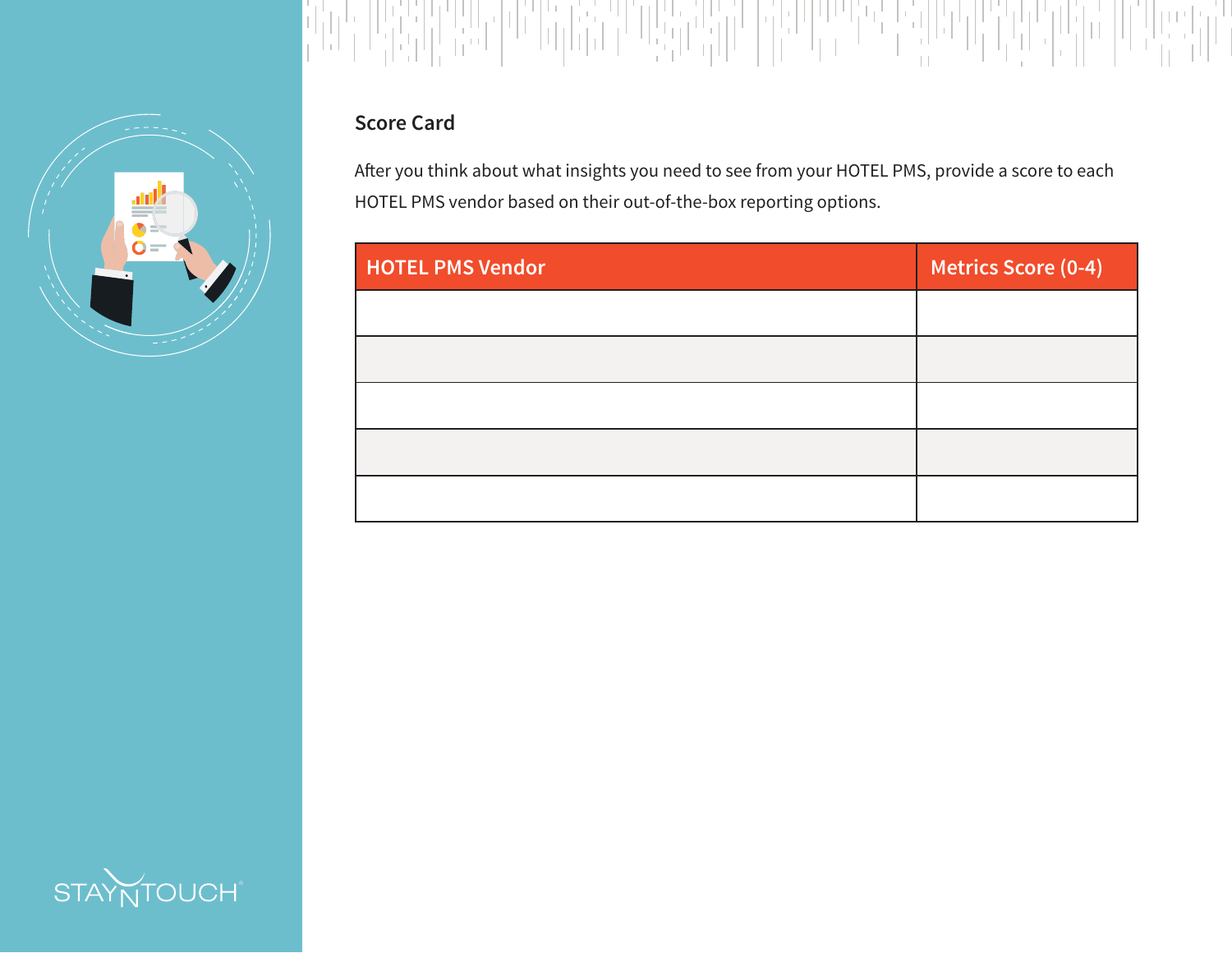## Score Card

After you think about what insights you need to see from your HOTEL PMS, provide a score to each HOTEL PMS vendor based on their out-of-the-box reporting options.

| HOTEL PMS Vendor | Metrics Score (0-4) |
|---|---|
| | |
| | |
| | |
| | |
| | |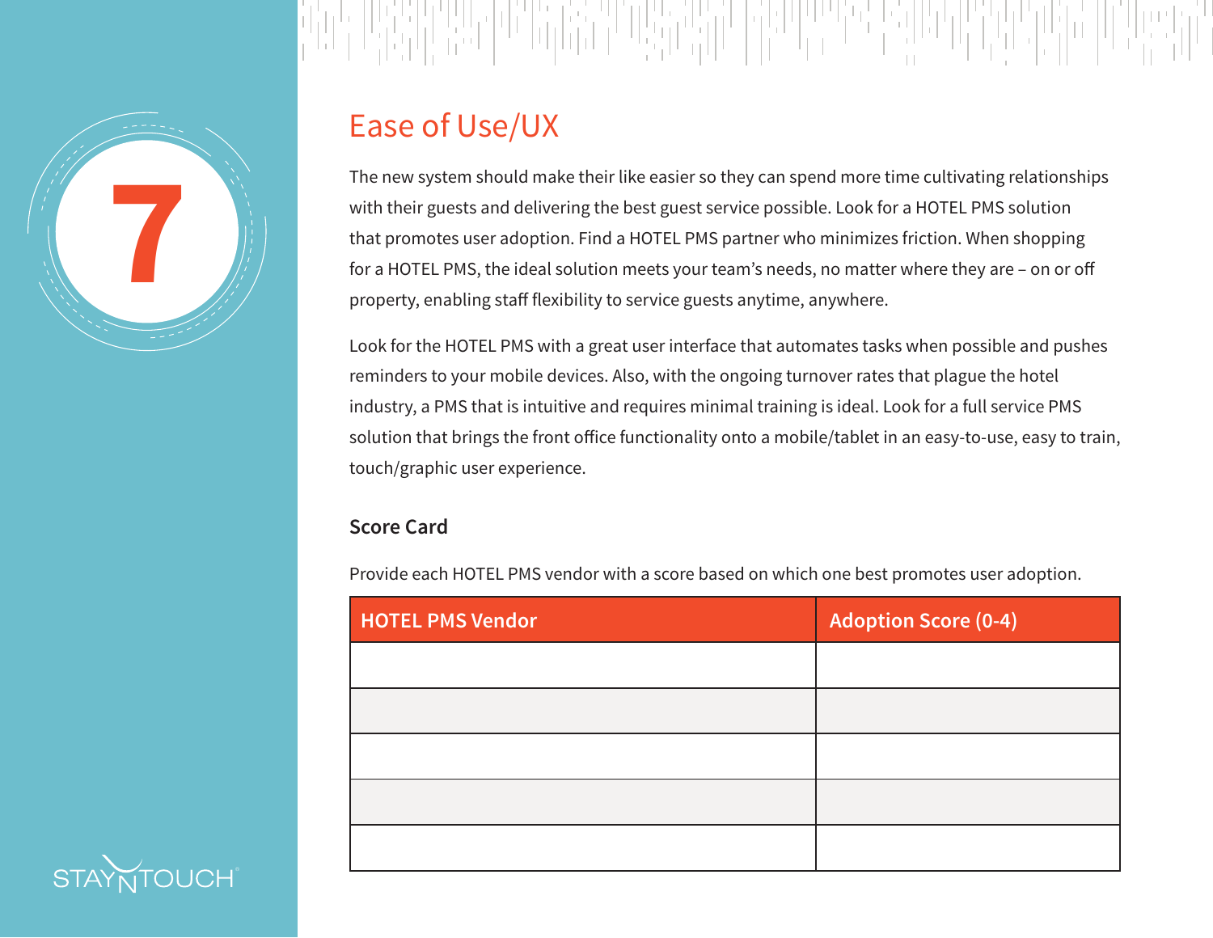# 7

## Ease of Use/UX

The new system should make their like easier so they can spend more time cultivating relationships with their guests and delivering the best guest service possible. Look for a HOTEL PMS solution that promotes user adoption. Find a HOTEL PMS partner who minimizes friction. When shopping for a HOTEL PMS, the ideal solution meets your team's needs, no matter where they are – on or off property, enabling staff flexibility to service guests anytime, anywhere.

Look for the HOTEL PMS with a great user interface that automates tasks when possible and pushes reminders to your mobile devices. Also, with the ongoing turnover rates that plague the hotel industry, a PMS that is intuitive and requires minimal training is ideal. Look for a full service PMS solution that brings the front office functionality onto a mobile/tablet in an easy-to-use, easy to train, touch/graphic user experience.

### Score Card

Provide each HOTEL PMS vendor with a score based on which one best promotes user adoption.

| HOTEL PMS Vendor | Adoption Score (0-4) |
|---|---|
| | |
| | |
| | |
| | |
| | |

STAYNTOUCH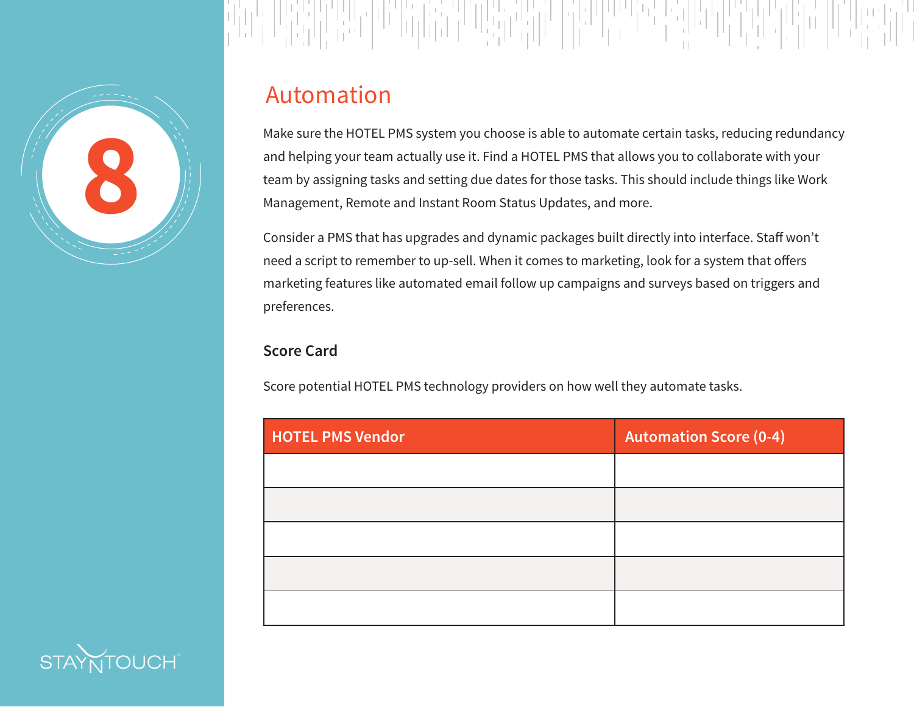8

## Automation

Make sure the HOTEL PMS system you choose is able to automate certain tasks, reducing redundancy and helping your team actually use it. Find a HOTEL PMS that allows you to collaborate with your team by assigning tasks and setting due dates for those tasks. This should include things like Work Management, Remote and Instant Room Status Updates, and more.

Consider a PMS that has upgrades and dynamic packages built directly into interface. Staff won't need a script to remember to up-sell. When it comes to marketing, look for a system that offers marketing features like automated email follow up campaigns and surveys based on triggers and preferences.

### Score Card

Score potential HOTEL PMS technology providers on how well they automate tasks.

| HOTEL PMS Vendor | Automation Score (0-4) |
|---|---|
| | |
| | |
| | |
| | |
| | |

STAYNTOUCH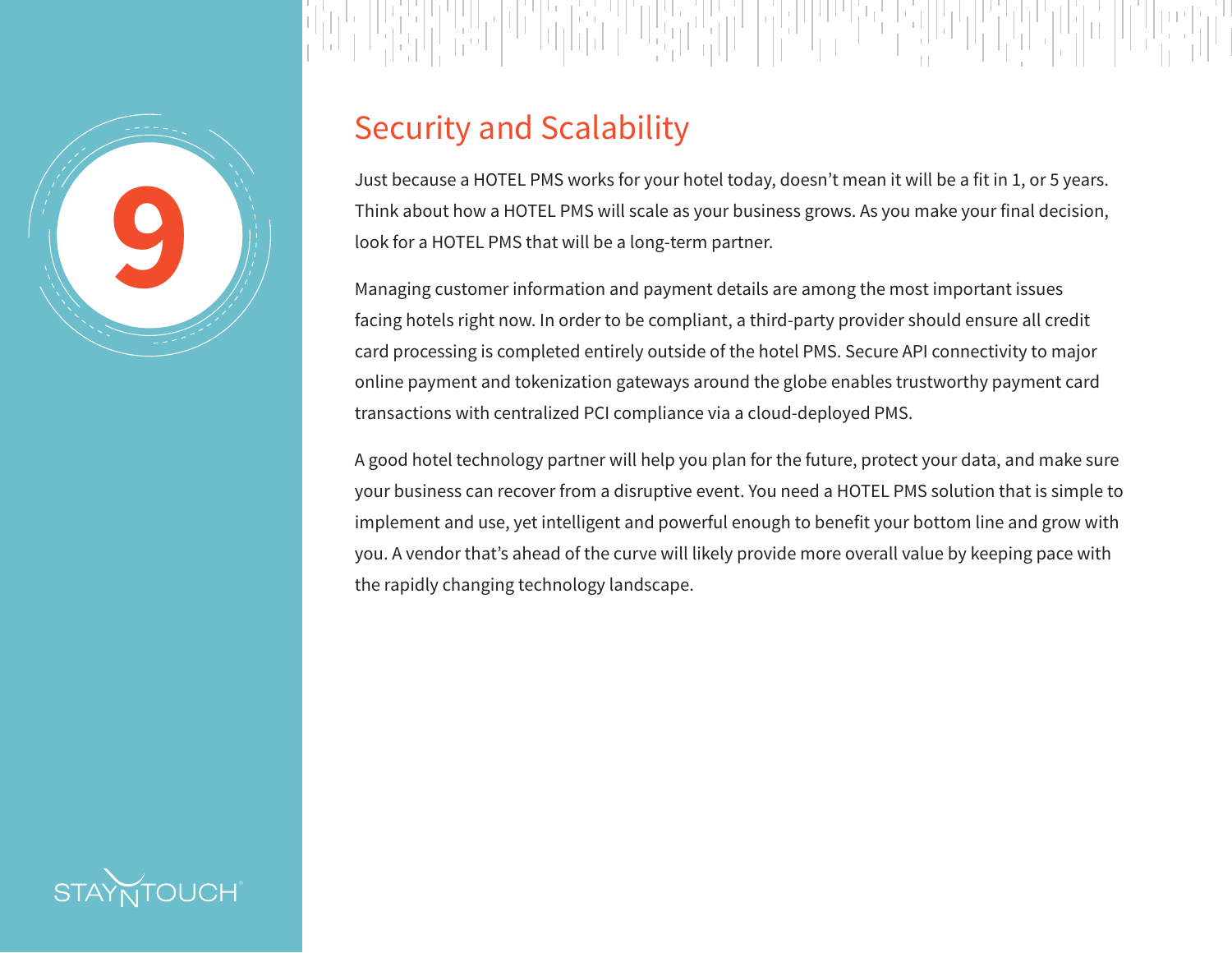9

## Security and Scalability

Just because a HOTEL PMS works for your hotel today, doesn't mean it will be a fit in 1, or 5 years. Think about how a HOTEL PMS will scale as your business grows. As you make your final decision, look for a HOTEL PMS that will be a long-term partner.

Managing customer information and payment details are among the most important issues facing hotels right now. In order to be compliant, a third-party provider should ensure all credit card processing is completed entirely outside of the hotel PMS. Secure API connectivity to major online payment and tokenization gateways around the globe enables trustworthy payment card transactions with centralized PCI compliance via a cloud-deployed PMS.

A good hotel technology partner will help you plan for the future, protect your data, and make sure your business can recover from a disruptive event. You need a HOTEL PMS solution that is simple to implement and use, yet intelligent and powerful enough to benefit your bottom line and grow with you. A vendor that's ahead of the curve will likely provide more overall value by keeping pace with the rapidly changing technology landscape.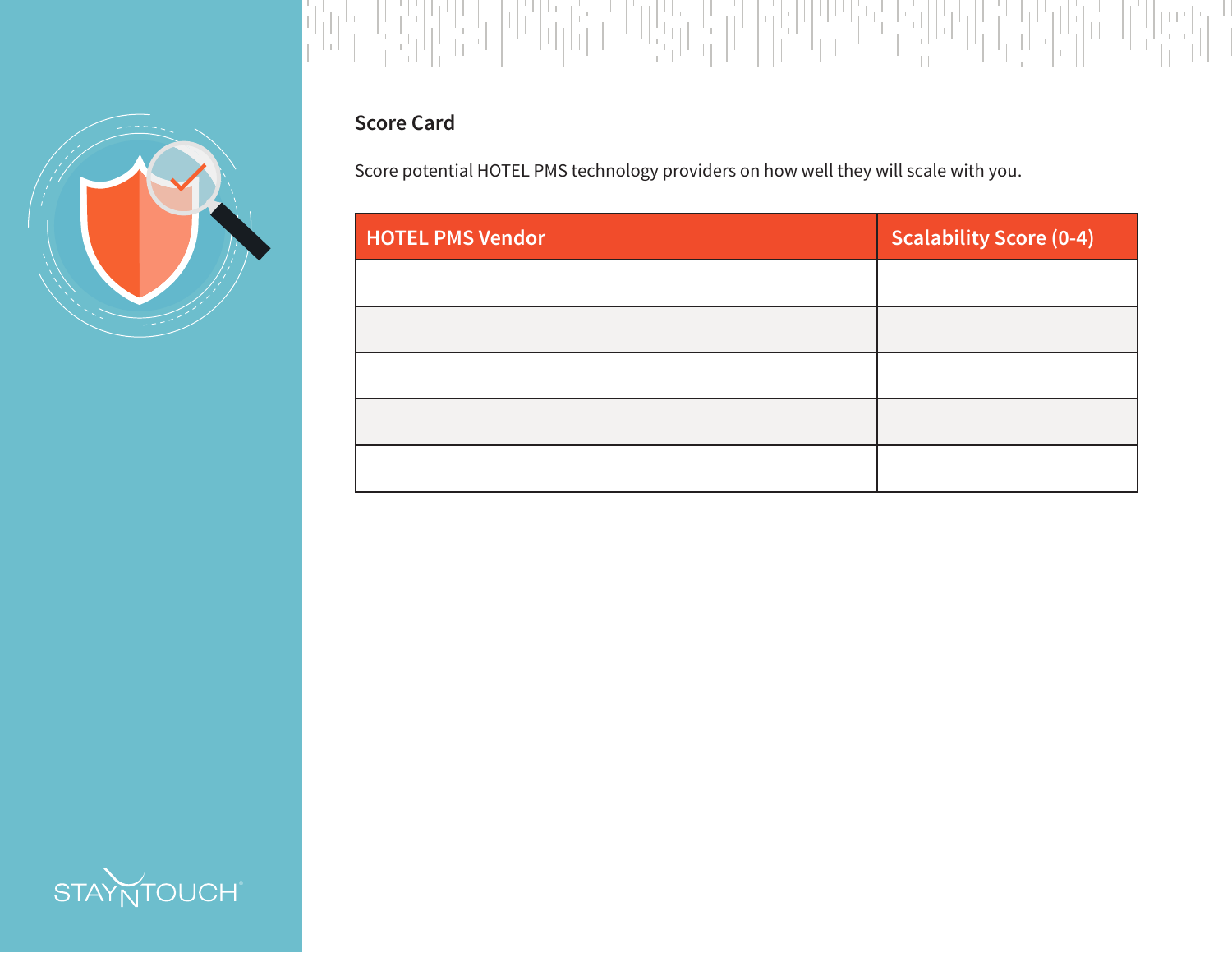## Score Card

Score potential HOTEL PMS technology providers on how well they will scale with you.

| HOTEL PMS Vendor | Scalability Score (0-4) |
|---|---|
| | |
| | |
| | |
| | |
| | |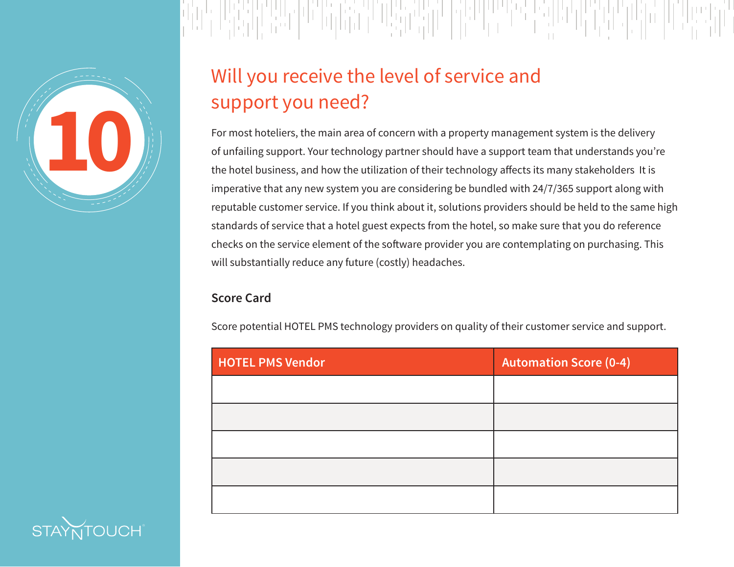10

## Will you receive the level of service and support you need?

For most hoteliers, the main area of concern with a property management system is the delivery of unfailing support. Your technology partner should have a support team that understands you're the hotel business, and how the utilization of their technology affects its many stakeholders  It is imperative that any new system you are considering be bundled with 24/7/365 support along with reputable customer service. If you think about it, solutions providers should be held to the same high standards of service that a hotel guest expects from the hotel, so make sure that you do reference checks on the service element of the software provider you are contemplating on purchasing. This will substantially reduce any future (costly) headaches.

### Score Card

Score potential HOTEL PMS technology providers on quality of their customer service and support.

| HOTEL PMS Vendor | Automation Score (0-4) |
|---|---|
| | |
| | |
| | |
| | |
| | |

STAYNTOUCH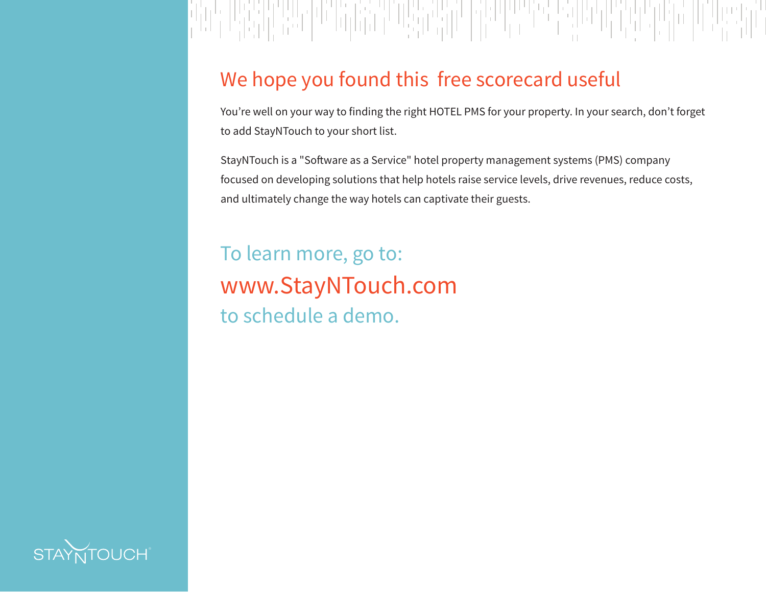## We hope you found this  free scorecard useful

You’re well on your way to finding the right HOTEL PMS for your property. In your search, don’t forget to add StayNTouch to your short list.

StayNTouch is a "Software as a Service" hotel property management systems (PMS) company focused on developing solutions that help hotels raise service levels, drive revenues, reduce costs, and ultimately change the way hotels can captivate their guests.

## To learn more, go to:
## www.StayNTouch.com
## to schedule a demo.

STAYNTOUCH